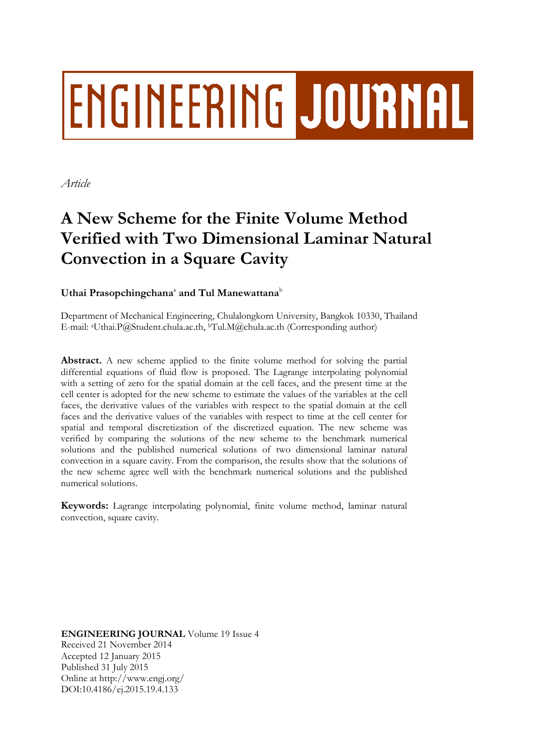# ENGINEERING JOURNAL

*Article*

# A New Scheme for the Finite Volume Method Verified with Two Dimensional Laminar Natural Convection in a Square Cavity

**Uthai Prasopchingchana**[a] **and Tul Manewattana**[b]

Department of Mechanical Engineering, Chulalongkorn University, Bangkok 10330, Thailand
E-mail: [a]Uthai.P@Student.chula.ac.th, [b]Tul.M@chula.ac.th (Corresponding author)

**Abstract.** A new scheme applied to the finite volume method for solving the partial differential equations of fluid flow is proposed. The Lagrange interpolating polynomial with a setting of zero for the spatial domain at the cell faces, and the present time at the cell center is adopted for the new scheme to estimate the values of the variables at the cell faces, the derivative values of the variables with respect to the spatial domain at the cell faces and the derivative values of the variables with respect to time at the cell center for spatial and temporal discretization of the discretized equation. The new scheme was verified by comparing the solutions of the new scheme to the benchmark numerical solutions and the published numerical solutions of two dimensional laminar natural convection in a square cavity. From the comparison, the results show that the solutions of the new scheme agree well with the benchmark numerical solutions and the published numerical solutions.

**Keywords:** Lagrange interpolating polynomial, finite volume method, laminar natural convection, square cavity.

**ENGINEERING JOURNAL** Volume 19 Issue 4
Received 21 November 2014
Accepted 12 January 2015
Published 31 July 2015
Online at http://www.engj.org/
DOI:10.4186/ej.2015.19.4.133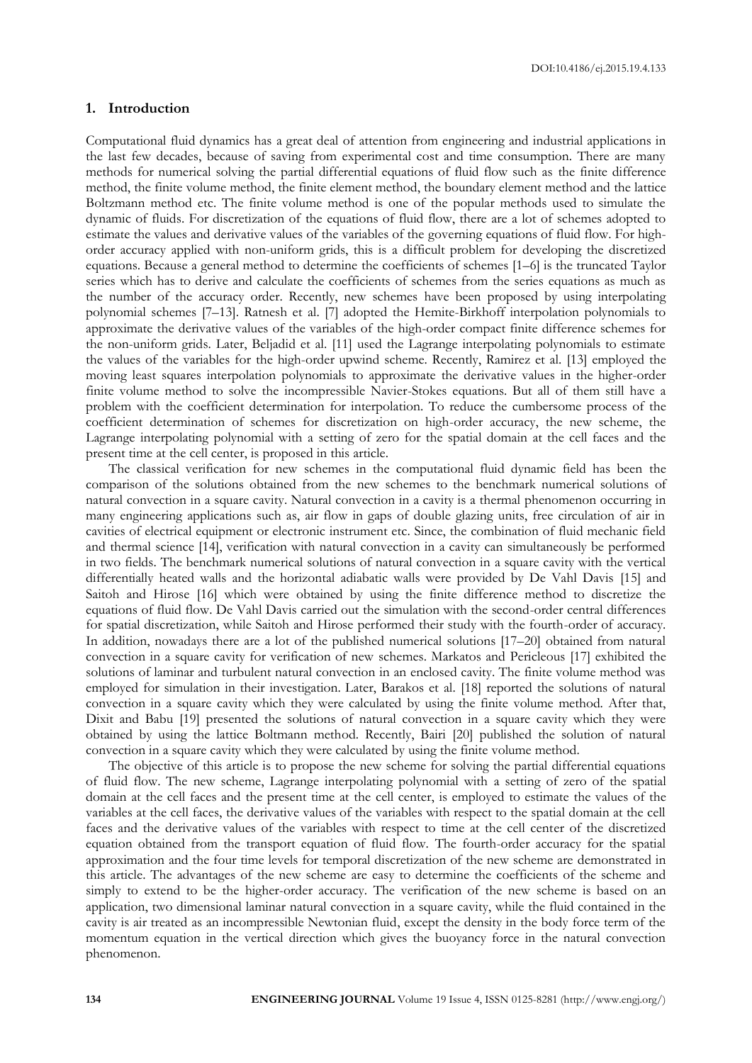## 1. Introduction

Computational fluid dynamics has a great deal of attention from engineering and industrial applications in the last few decades, because of saving from experimental cost and time consumption. There are many methods for numerical solving the partial differential equations of fluid flow such as the finite difference method, the finite volume method, the finite element method, the boundary element method and the lattice Boltzmann method etc. The finite volume method is one of the popular methods used to simulate the dynamic of fluids. For discretization of the equations of fluid flow, there are a lot of schemes adopted to estimate the values and derivative values of the variables of the governing equations of fluid flow. For high-order accuracy applied with non-uniform grids, this is a difficult problem for developing the discretized equations. Because a general method to determine the coefficients of schemes [1–6] is the truncated Taylor series which has to derive and calculate the coefficients of schemes from the series equations as much as the number of the accuracy order. Recently, new schemes have been proposed by using interpolating polynomial schemes [7–13]. Ratnesh et al. [7] adopted the Hemite-Birkhoff interpolation polynomials to approximate the derivative values of the variables of the high-order compact finite difference schemes for the non-uniform grids. Later, Beljadid et al. [11] used the Lagrange interpolating polynomials to estimate the values of the variables for the high-order upwind scheme. Recently, Ramirez et al. [13] employed the moving least squares interpolation polynomials to approximate the derivative values in the higher-order finite volume method to solve the incompressible Navier-Stokes equations. But all of them still have a problem with the coefficient determination for interpolation. To reduce the cumbersome process of the coefficient determination of schemes for discretization on high-order accuracy, the new scheme, the Lagrange interpolating polynomial with a setting of zero for the spatial domain at the cell faces and the present time at the cell center, is proposed in this article.

The classical verification for new schemes in the computational fluid dynamic field has been the comparison of the solutions obtained from the new schemes to the benchmark numerical solutions of natural convection in a square cavity. Natural convection in a cavity is a thermal phenomenon occurring in many engineering applications such as, air flow in gaps of double glazing units, free circulation of air in cavities of electrical equipment or electronic instrument etc. Since, the combination of fluid mechanic field and thermal science [14], verification with natural convection in a cavity can simultaneously be performed in two fields. The benchmark numerical solutions of natural convection in a square cavity with the vertical differentially heated walls and the horizontal adiabatic walls were provided by De Vahl Davis [15] and Saitoh and Hirose [16] which were obtained by using the finite difference method to discretize the equations of fluid flow. De Vahl Davis carried out the simulation with the second-order central differences for spatial discretization, while Saitoh and Hirose performed their study with the fourth-order of accuracy. In addition, nowadays there are a lot of the published numerical solutions [17–20] obtained from natural convection in a square cavity for verification of new schemes. Markatos and Pericleous [17] exhibited the solutions of laminar and turbulent natural convection in an enclosed cavity. The finite volume method was employed for simulation in their investigation. Later, Barakos et al. [18] reported the solutions of natural convection in a square cavity which they were calculated by using the finite volume method. After that, Dixit and Babu [19] presented the solutions of natural convection in a square cavity which they were obtained by using the lattice Boltmann method. Recently, Bairi [20] published the solution of natural convection in a square cavity which they were calculated by using the finite volume method.

The objective of this article is to propose the new scheme for solving the partial differential equations of fluid flow. The new scheme, Lagrange interpolating polynomial with a setting of zero of the spatial domain at the cell faces and the present time at the cell center, is employed to estimate the values of the variables at the cell faces, the derivative values of the variables with respect to the spatial domain at the cell faces and the derivative values of the variables with respect to time at the cell center of the discretized equation obtained from the transport equation of fluid flow. The fourth-order accuracy for the spatial approximation and the four time levels for temporal discretization of the new scheme are demonstrated in this article. The advantages of the new scheme are easy to determine the coefficients of the scheme and simply to extend to be the higher-order accuracy. The verification of the new scheme is based on an application, two dimensional laminar natural convection in a square cavity, while the fluid contained in the cavity is air treated as an incompressible Newtonian fluid, except the density in the body force term of the momentum equation in the vertical direction which gives the buoyancy force in the natural convection phenomenon.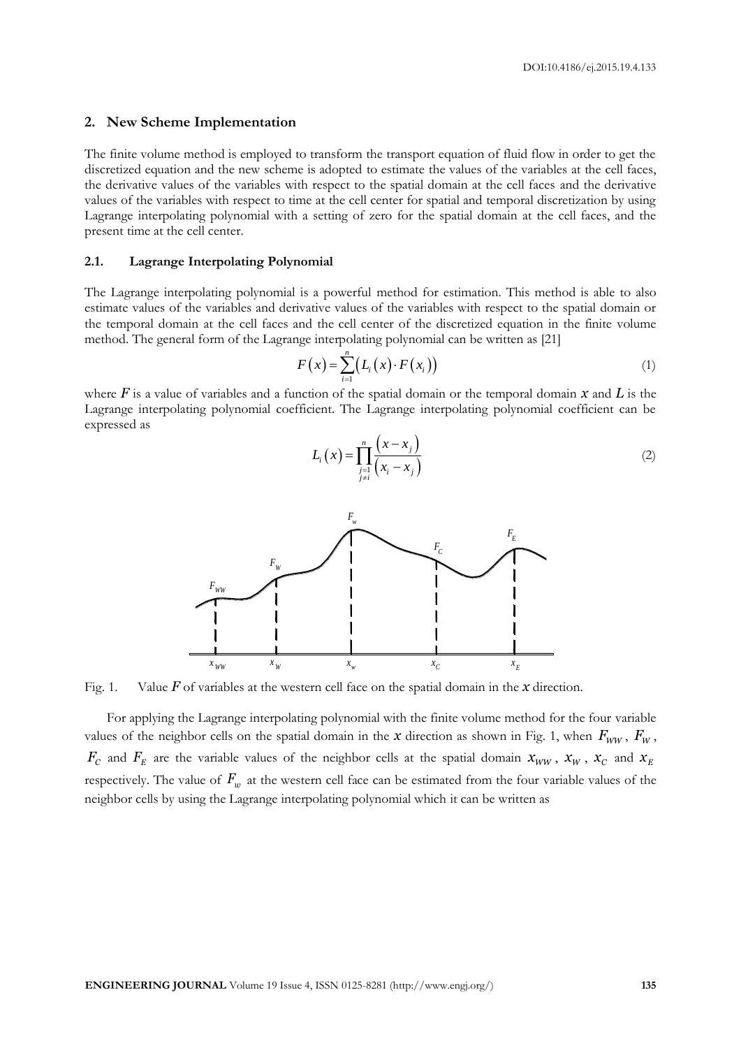## 2. New Scheme Implementation

The finite volume method is employed to transform the transport equation of fluid flow in order to get the discretized equation and the new scheme is adopted to estimate the values of the variables at the cell faces, the derivative values of the variables with respect to the spatial domain at the cell faces and the derivative values of the variables with respect to time at the cell center for spatial and temporal discretization by using Lagrange interpolating polynomial with a setting of zero for the spatial domain at the cell faces, and the present time at the cell center.

### 2.1. Lagrange Interpolating Polynomial

The Lagrange interpolating polynomial is a powerful method for estimation. This method is able to also estimate values of the variables and derivative values of the variables with respect to the spatial domain or the temporal domain at the cell faces and the cell center of the discretized equation in the finite volume method. The general form of the Lagrange interpolating polynomial can be written as [21]

$$F(x) = \sum_{i=1}^{n} \left( L_i(x) \cdot F(x_i) \right) \tag{1}$$

where $F$ is a value of variables and a function of the spatial domain or the temporal domain $x$ and $L$ is the Lagrange interpolating polynomial coefficient. The Lagrange interpolating polynomial coefficient can be expressed as

$$L_i(x) = \prod_{\substack{j=1 \\ j \neq i}}^{n} \frac{(x - x_j)}{(x_i - x_j)} \tag{2}$$

Fig. 1. Value $F$ of variables at the western cell face on the spatial domain in the $x$ direction.

For applying the Lagrange interpolating polynomial with the finite volume method for the four variable values of the neighbor cells on the spatial domain in the $x$ direction as shown in Fig. 1, when $F_{WW}$, $F_W$, $F_C$ and $F_E$ are the variable values of the neighbor cells at the spatial domain $x_{WW}$, $x_W$, $x_C$ and $x_E$ respectively. The value of $F_w$ at the western cell face can be estimated from the four variable values of the neighbor cells by using the Lagrange interpolating polynomial which it can be written as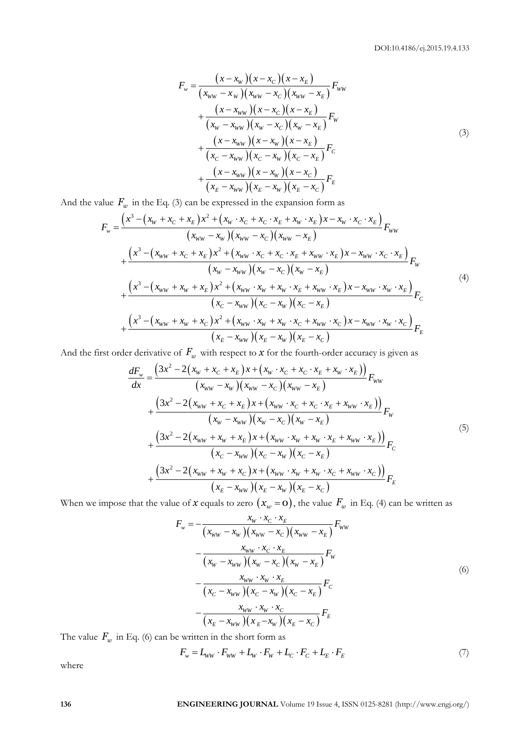$$F_w = \frac{(x - x_W)(x - x_C)(x - x_E)}{(x_{WW} - x_W)(x_{WW} - x_C)(x_{WW} - x_E)} F_{WW} + \frac{(x - x_{WW})(x - x_C)(x - x_E)}{(x_W - x_{WW})(x_W - x_C)(x_W - x_E)} F_W + \frac{(x - x_{WW})(x - x_W)(x - x_E)}{(x_C - x_{WW})(x_C - x_W)(x_C - x_E)} F_C + \frac{(x - x_{WW})(x - x_W)(x - x_C)}{(x_E - x_{WW})(x_E - x_W)(x_E - x_C)} F_E \tag{3}$$

And the value $F_w$ in the Eq. (3) can be expressed in the expansion form as

$$\begin{aligned} F_w = & \frac{\left(x^3 - (x_W + x_C + x_E)x^2 + (x_W \cdot x_C + x_C \cdot x_E + x_W \cdot x_E)x - x_W \cdot x_C \cdot x_E\right)}{(x_{WW} - x_W)(x_{WW} - x_C)(x_{WW} - x_E)} F_{WW} \\ & + \frac{\left(x^3 - (x_{WW} + x_C + x_E)x^2 + (x_{WW} \cdot x_C + x_C \cdot x_E + x_{WW} \cdot x_E)x - x_{WW} \cdot x_C \cdot x_E\right)}{(x_W - x_{WW})(x_W - x_C)(x_W - x_E)} F_W \\ & + \frac{\left(x^3 - (x_{WW} + x_W + x_E)x^2 + (x_{WW} \cdot x_W + x_W \cdot x_E + x_{WW} \cdot x_E)x - x_{WW} \cdot x_W \cdot x_E\right)}{(x_C - x_{WW})(x_C - x_W)(x_C - x_E)} F_C \\ & + \frac{\left(x^3 - (x_{WW} + x_W + x_C)x^2 + (x_{WW} \cdot x_W + x_W \cdot x_C + x_{WW} \cdot x_C)x - x_{WW} \cdot x_W \cdot x_C\right)}{(x_E - x_{WW})(x_E - x_W)(x_E - x_C)} F_E \end{aligned} \tag{4}$$

And the first order derivative of $F_w$ with respect to $x$ for the fourth-order accuracy is given as

$$\begin{aligned} \frac{dF_w}{dx} = & \frac{\left(3x^2 - 2(x_W + x_C + x_E)x + (x_W \cdot x_C + x_C \cdot x_E + x_W \cdot x_E)\right)}{(x_{WW} - x_W)(x_{WW} - x_C)(x_{WW} - x_E)} F_{WW} \\ & + \frac{\left(3x^2 - 2(x_{WW} + x_C + x_E)x + (x_{WW} \cdot x_C + x_C \cdot x_E + x_{WW} \cdot x_E)\right)}{(x_W - x_{WW})(x_W - x_C)(x_W - x_E)} F_W \\ & + \frac{\left(3x^2 - 2(x_{WW} + x_W + x_E)x + (x_{WW} \cdot x_W + x_W \cdot x_E + x_{WW} \cdot x_E)\right)}{(x_C - x_{WW})(x_C - x_W)(x_C - x_E)} F_C \\ & + \frac{\left(3x^2 - 2(x_{WW} + x_W + x_C)x + (x_{WW} \cdot x_W + x_W \cdot x_C + x_{WW} \cdot x_C)\right)}{(x_E - x_{WW})(x_E - x_W)(x_E - x_C)} F_E \end{aligned} \tag{5}$$

When we impose that the value of $x$ equals to zero $(x_w = 0)$, the value $F_w$ in Eq. (4) can be written as

$$\begin{aligned} F_w = & -\frac{x_W \cdot x_C \cdot x_E}{(x_{WW} - x_W)(x_{WW} - x_C)(x_{WW} - x_E)} F_{WW} \\ & - \frac{x_{WW} \cdot x_C \cdot x_E}{(x_W - x_{WW})(x_W - x_C)(x_W - x_E)} F_W \\ & - \frac{x_{WW} \cdot x_W \cdot x_E}{(x_C - x_{WW})(x_C - x_W)(x_C - x_E)} F_C \\ & - \frac{x_{WW} \cdot x_W \cdot x_C}{(x_E - x_{WW})(x_E - x_W)(x_E - x_C)} F_E \end{aligned} \tag{6}$$

The value $F_w$ in Eq. (6) can be written in the short form as

$$F_w = L_{WW} \cdot F_{WW} + L_W \cdot F_W + L_C \cdot F_C + L_E \cdot F_E \tag{7}$$

where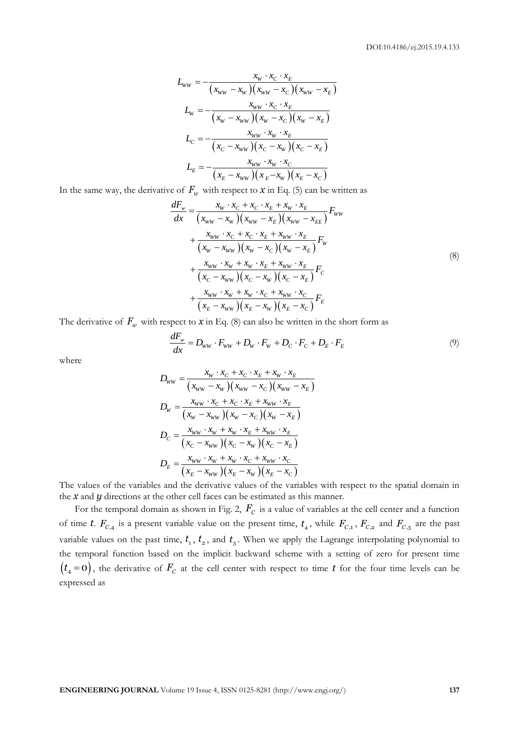$$L_{WW} = -\frac{x_W \cdot x_C \cdot x_E}{(x_{WW} - x_W)(x_{WW} - x_C)(x_{WW} - x_E)}$$

$$L_W = -\frac{x_{WW} \cdot x_C \cdot x_E}{(x_W - x_{WW})(x_W - x_C)(x_W - x_E)}$$

$$L_C = -\frac{x_{WW} \cdot x_W \cdot x_E}{(x_C - x_{WW})(x_C - x_W)(x_C - x_E)}$$

$$L_E = -\frac{x_{WW} \cdot x_W \cdot x_C}{(x_E - x_{WW})(x_E - x_W)(x_E - x_C)}$$

In the same way, the derivative of $F_w$ with respect to $x$ in Eq. (5) can be written as

$$\begin{aligned}\frac{dF_w}{dx} &= \frac{x_W \cdot x_C + x_C \cdot x_E + x_W \cdot x_E}{(x_{WW} - x_W)(x_{WW} - x_E)(x_{WW} - x_{EE})} F_{WW} \\ &+ \frac{x_{WW} \cdot x_C + x_C \cdot x_E + x_{WW} \cdot x_E}{(x_W - x_{WW})(x_W - x_C)(x_W - x_E)} F_W \\ &+ \frac{x_{WW} \cdot x_W + x_W \cdot x_E + x_{WW} \cdot x_E}{(x_C - x_{WW})(x_C - x_W)(x_C - x_E)} F_C \\ &+ \frac{x_{WW} \cdot x_W + x_W \cdot x_C + x_{WW} \cdot x_C}{(x_E - x_{WW})(x_E - x_W)(x_E - x_C)} F_E\end{aligned} \tag{8}$$

The derivative of $F_w$ with respect to $x$ in Eq. (8) can also be written in the short form as

$$\frac{dF_w}{dx} = D_{WW} \cdot F_{WW} + D_W \cdot F_W + D_C \cdot F_C + D_E \cdot F_E \tag{9}$$

where

$$D_{WW} = \frac{x_W \cdot x_C + x_C \cdot x_E + x_W \cdot x_E}{(x_{WW} - x_W)(x_{WW} - x_C)(x_{WW} - x_E)}$$

$$D_W = \frac{x_{WW} \cdot x_C + x_C \cdot x_E + x_{WW} \cdot x_E}{(x_W - x_{WW})(x_W - x_C)(x_W - x_E)}$$

$$D_C = \frac{x_{WW} \cdot x_W + x_W \cdot x_E + x_{WW} \cdot x_E}{(x_C - x_{WW})(x_C - x_W)(x_C - x_E)}$$

$$D_E = \frac{x_{WW} \cdot x_W + x_W \cdot x_C + x_{WW} \cdot x_C}{(x_E - x_{WW})(x_E - x_W)(x_E - x_C)}$$

The values of the variables and the derivative values of the variables with respect to the spatial domain in the $x$ and $y$ directions at the other cell faces can be estimated as this manner.

For the temporal domain as shown in Fig. 2, $F_C$ is a value of variables at the cell center and a function of time $t$. $F_{C,4}$ is a present variable value on the present time, $t_4$, while $F_{C,1}$, $F_{C,2}$ and $F_{C,3}$ are the past variable values on the past time, $t_1$, $t_2$, and $t_3$. When we apply the Lagrange interpolating polynomial to the temporal function based on the implicit backward scheme with a setting of zero for present time $(t_4 = 0)$, the derivative of $F_C$ at the cell center with respect to time $t$ for the four time levels can be expressed as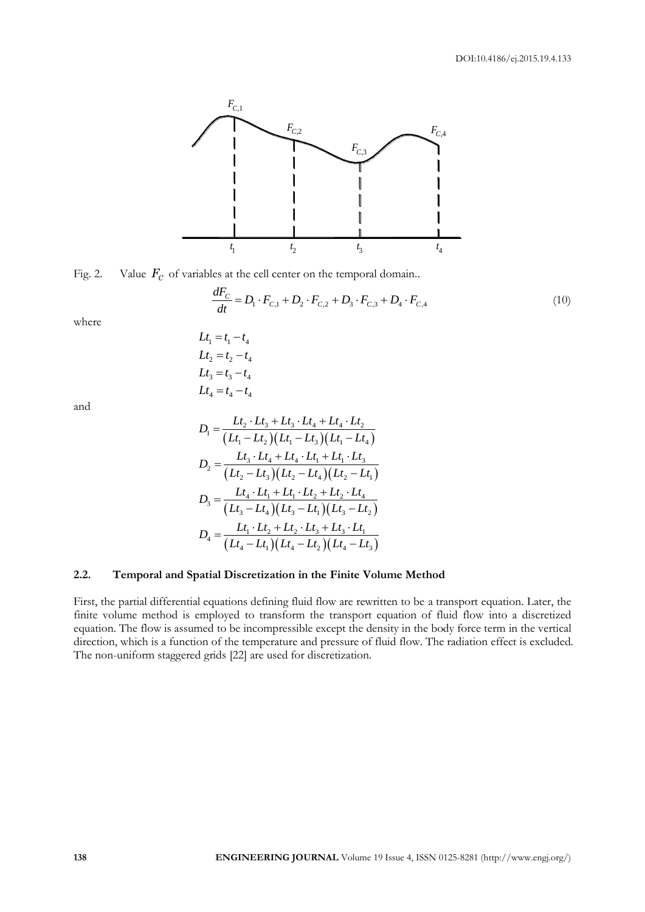Fig. 2. Value $F_C$ of variables at the cell center on the temporal domain..

$$\frac{dF_C}{dt} = D_1 \cdot F_{C,1} + D_2 \cdot F_{C,2} + D_3 \cdot F_{C,3} + D_4 \cdot F_{C,4} \tag{10}$$

where

$$\begin{aligned}
Lt_1 &= t_1 - t_4 \\
Lt_2 &= t_2 - t_4 \\
Lt_3 &= t_3 - t_4 \\
Lt_4 &= t_4 - t_4
\end{aligned}$$

and

$$\begin{aligned}
D_1 &= \frac{Lt_2 \cdot Lt_3 + Lt_3 \cdot Lt_4 + Lt_4 \cdot Lt_2}{(Lt_1 - Lt_2)(Lt_1 - Lt_3)(Lt_1 - Lt_4)} \\
D_2 &= \frac{Lt_3 \cdot Lt_4 + Lt_4 \cdot Lt_1 + Lt_1 \cdot Lt_3}{(Lt_2 - Lt_3)(Lt_2 - Lt_4)(Lt_2 - Lt_1)} \\
D_3 &= \frac{Lt_4 \cdot Lt_1 + Lt_1 \cdot Lt_2 + Lt_2 \cdot Lt_4}{(Lt_3 - Lt_4)(Lt_3 - Lt_1)(Lt_3 - Lt_2)} \\
D_4 &= \frac{Lt_1 \cdot Lt_2 + Lt_2 \cdot Lt_3 + Lt_3 \cdot Lt_1}{(Lt_4 - Lt_1)(Lt_4 - Lt_2)(Lt_4 - Lt_3)}
\end{aligned}$$

## 2.2. Temporal and Spatial Discretization in the Finite Volume Method

First, the partial differential equations defining fluid flow are rewritten to be a transport equation. Later, the finite volume method is employed to transform the transport equation of fluid flow into a discretized equation. The flow is assumed to be incompressible except the density in the body force term in the vertical direction, which is a function of the temperature and pressure of fluid flow. The radiation effect is excluded. The non-uniform staggered grids [22] are used for discretization.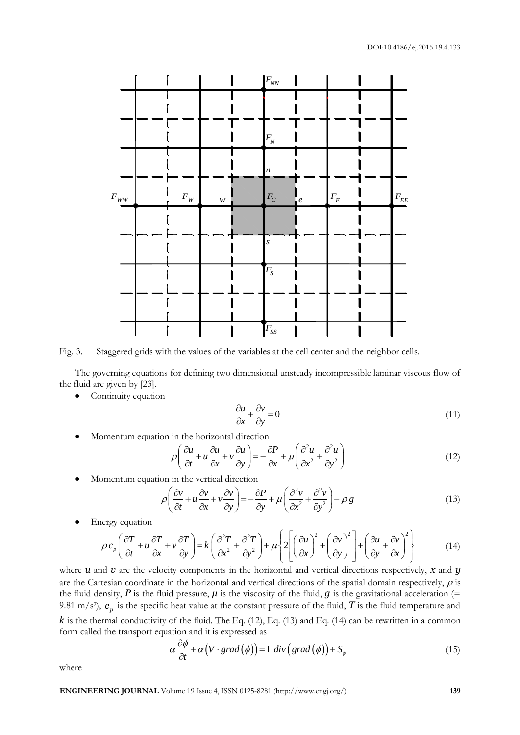Fig. 3. Staggered grids with the values of the variables at the cell center and the neighbor cells.

The governing equations for defining two dimensional unsteady incompressible laminar viscous flow of the fluid are given by [23].

- Continuity equation

$$\frac{\partial u}{\partial x}+\frac{\partial v}{\partial y}=0 \tag{11}$$

- Momentum equation in the horizontal direction

$$\rho\left(\frac{\partial u}{\partial t}+u\frac{\partial u}{\partial x}+v\frac{\partial u}{\partial y}\right)=-\frac{\partial P}{\partial x}+\mu\left(\frac{\partial^2 u}{\partial x^2}+\frac{\partial^2 u}{\partial y^2}\right) \tag{12}$$

- Momentum equation in the vertical direction

$$\rho\left(\frac{\partial v}{\partial t}+u\frac{\partial v}{\partial x}+v\frac{\partial v}{\partial y}\right)=-\frac{\partial P}{\partial y}+\mu\left(\frac{\partial^2 v}{\partial x^2}+\frac{\partial^2 v}{\partial y^2}\right)-\rho g \tag{13}$$

- Energy equation

$$\rho c_p\left(\frac{\partial T}{\partial t}+u\frac{\partial T}{\partial x}+v\frac{\partial T}{\partial y}\right)=k\left(\frac{\partial^2 T}{\partial x^2}+\frac{\partial^2 T}{\partial y^2}\right)+\mu\left\{2\left[\left(\frac{\partial u}{\partial x}\right)^2+\left(\frac{\partial v}{\partial y}\right)^2\right]+\left(\frac{\partial u}{\partial y}+\frac{\partial v}{\partial x}\right)^2\right\} \tag{14}$$

where $u$ and $v$ are the velocity components in the horizontal and vertical directions respectively, $x$ and $y$ are the Cartesian coordinate in the horizontal and vertical directions of the spatial domain respectively, $\rho$ is the fluid density, $P$ is the fluid pressure, $\mu$ is the viscosity of the fluid, $g$ is the gravitational acceleration (= 9.81 m/s²), $c_p$ is the specific heat value at the constant pressure of the fluid, $T$ is the fluid temperature and $k$ is the thermal conductivity of the fluid. The Eq. (12), Eq. (13) and Eq. (14) can be rewritten in a common form called the transport equation and it is expressed as

$$\alpha\frac{\partial \phi}{\partial t}+\alpha\left(V\cdot grad\left(\phi\right)\right)=\Gamma\, div\left(grad\left(\phi\right)\right)+S_\phi \tag{15}$$

where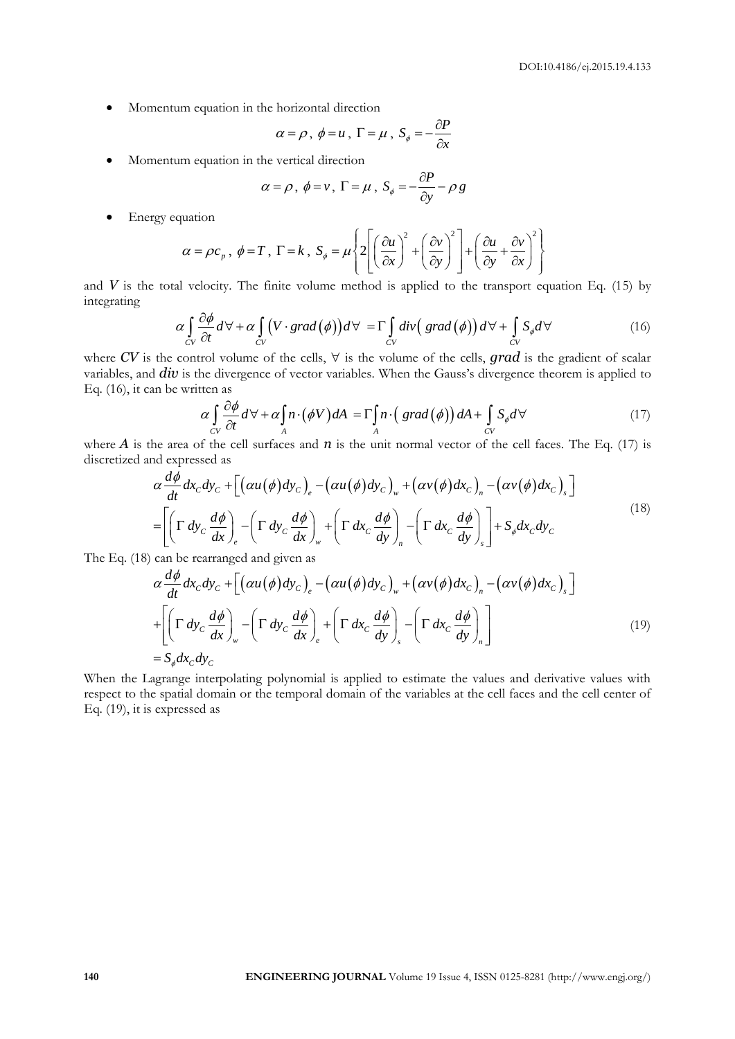- Momentum equation in the horizontal direction

$$\alpha = \rho \,,\ \phi = u \,,\ \Gamma = \mu \,,\ S_\phi = -\frac{\partial P}{\partial x}$$

- Momentum equation in the vertical direction

$$\alpha = \rho \,,\ \phi = v \,,\ \Gamma = \mu \,,\ S_\phi = -\frac{\partial P}{\partial y} - \rho g$$

- Energy equation

$$\alpha = \rho c_p \,,\ \phi = T \,,\ \Gamma = k \,,\ S_\phi = \mu \left\{ 2\left[ \left(\frac{\partial u}{\partial x}\right)^2 + \left(\frac{\partial v}{\partial y}\right)^2 \right] + \left( \frac{\partial u}{\partial y} + \frac{\partial v}{\partial x} \right)^2 \right\}$$

and $V$ is the total velocity. The finite volume method is applied to the transport equation Eq. (15) by integrating

$$\alpha \int_{CV} \frac{\partial \phi}{\partial t} d\forall + \alpha \int_{CV} \left( V \cdot grad\left(\phi\right) \right) d\forall = \Gamma \int_{CV} div\left( grad\left(\phi\right) \right) d\forall + \int_{CV} S_\phi d\forall \tag{16}$$

where $CV$ is the control volume of the cells, $\forall$ is the volume of the cells, $grad$ is the gradient of scalar variables, and $div$ is the divergence of vector variables. When the Gauss's divergence theorem is applied to Eq. (16), it can be written as

$$\alpha \int_{CV} \frac{\partial \phi}{\partial t} d\forall + \alpha \int_{A} n \cdot \left(\phi V\right) dA = \Gamma \int_{A} n \cdot \left( grad\left(\phi\right) \right) dA + \int_{CV} S_\phi d\forall \tag{17}$$

where $A$ is the area of the cell surfaces and $n$ is the unit normal vector of the cell faces. The Eq. (17) is discretized and expressed as

$$\begin{aligned} &\alpha \frac{d\phi}{dt} dx_C dy_C + \left[ \left(\alpha u\left(\phi\right) dy_C\right)_e - \left(\alpha u\left(\phi\right) dy_C\right)_w + \left(\alpha v\left(\phi\right) dx_C\right)_n - \left(\alpha v\left(\phi\right) dx_C\right)_s \right] \\ &= \left[ \left( \Gamma\, dy_C \frac{d\phi}{dx} \right)_e - \left( \Gamma\, dy_C \frac{d\phi}{dx} \right)_w + \left( \Gamma\, dx_C \frac{d\phi}{dy} \right)_n - \left( \Gamma\, dx_C \frac{d\phi}{dy} \right)_s \right] + S_\phi dx_C dy_C \end{aligned} \tag{18}$$

The Eq. (18) can be rearranged and given as

$$\begin{aligned} &\alpha \frac{d\phi}{dt} dx_C dy_C + \left[ \left(\alpha u\left(\phi\right) dy_C\right)_e - \left(\alpha u\left(\phi\right) dy_C\right)_w + \left(\alpha v\left(\phi\right) dx_C\right)_n - \left(\alpha v\left(\phi\right) dx_C\right)_s \right] \\ &+ \left[ \left( \Gamma\, dy_C \frac{d\phi}{dx} \right)_w - \left( \Gamma\, dy_C \frac{d\phi}{dx} \right)_e + \left( \Gamma\, dx_C \frac{d\phi}{dy} \right)_s - \left( \Gamma\, dx_C \frac{d\phi}{dy} \right)_n \right] \\ &= S_\phi dx_C dy_C \end{aligned} \tag{19}$$

When the Lagrange interpolating polynomial is applied to estimate the values and derivative values with respect to the spatial domain or the temporal domain of the variables at the cell faces and the cell center of Eq. (19), it is expressed as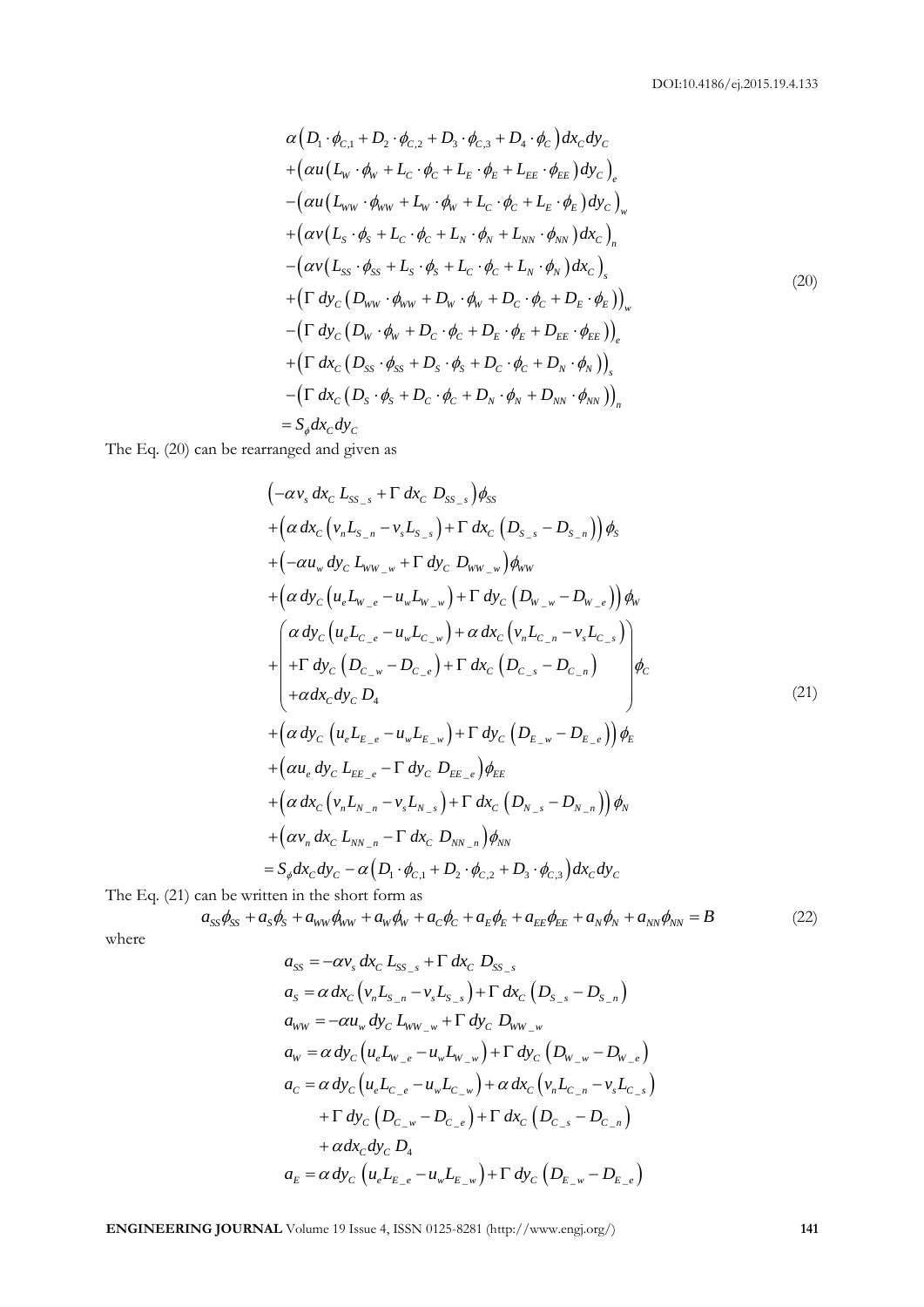$$
\begin{aligned}
&\alpha\left(D_1 \cdot \phi_{C,1} + D_2 \cdot \phi_{C,2} + D_3 \cdot \phi_{C,3} + D_4 \cdot \phi_C\right) dx_C dy_C \\
&+\left(\alpha u\left(L_W \cdot \phi_W + L_C \cdot \phi_C + L_E \cdot \phi_E + L_{EE} \cdot \phi_{EE}\right) dy_C\right)_e \\
&-\left(\alpha u\left(L_{WW} \cdot \phi_{WW} + L_W \cdot \phi_W + L_C \cdot \phi_C + L_E \cdot \phi_E\right) dy_C\right)_w \\
&+\left(\alpha v\left(L_S \cdot \phi_S + L_C \cdot \phi_C + L_N \cdot \phi_N + L_{NN} \cdot \phi_{NN}\right) dx_C\right)_n \\
&-\left(\alpha v\left(L_{SS} \cdot \phi_{SS} + L_S \cdot \phi_S + L_C \cdot \phi_C + L_N \cdot \phi_N\right) dx_C\right)_s \\
&+\left(\Gamma\, dy_C\left(D_{WW} \cdot \phi_{WW} + D_W \cdot \phi_W + D_C \cdot \phi_C + D_E \cdot \phi_E\right)\right)_w \\
&-\left(\Gamma\, dy_C\left(D_W \cdot \phi_W + D_C \cdot \phi_C + D_E \cdot \phi_E + D_{EE} \cdot \phi_{EE}\right)\right)_e \\
&+\left(\Gamma\, dx_C\left(D_{SS} \cdot \phi_{SS} + D_S \cdot \phi_S + D_C \cdot \phi_C + D_N \cdot \phi_N\right)\right)_s \\
&-\left(\Gamma\, dx_C\left(D_S \cdot \phi_S + D_C \cdot \phi_C + D_N \cdot \phi_N + D_{NN} \cdot \phi_{NN}\right)\right)_n \\
&= S_\phi dx_C dy_C
\end{aligned}
\tag{20}
$$

The Eq. (20) can be rearranged and given as

$$
\begin{aligned}
&\left(-\alpha v_s\, dx_C\, L_{SS\_s} + \Gamma\, dx_C\, D_{SS\_s}\right)\phi_{SS} \\
&+\left(\alpha\, dx_C\left(v_n L_{S\_n} - v_s L_{S\_s}\right) + \Gamma\, dx_C\left(D_{S\_s} - D_{S\_n}\right)\right)\phi_S \\
&+\left(-\alpha u_w\, dy_C\, L_{WW\_w} + \Gamma\, dy_C\, D_{WW\_w}\right)\phi_{WW} \\
&+\left(\alpha\, dy_C\left(u_e L_{W\_e} - u_w L_{W\_w}\right) + \Gamma\, dy_C\left(D_{W\_w} - D_{W\_e}\right)\right)\phi_W \\
&+\begin{pmatrix}
\alpha\, dy_C\left(u_e L_{C\_e} - u_w L_{C\_w}\right) + \alpha\, dx_C\left(v_n L_{C\_n} - v_s L_{C\_s}\right) \\
+\Gamma\, dy_C\left(D_{C\_w} - D_{C\_e}\right) + \Gamma\, dx_C\left(D_{C\_s} - D_{C\_n}\right) \\
+\alpha dx_C dy_C\, D_4
\end{pmatrix}\phi_C \\
&+\left(\alpha\, dy_C\left(u_e L_{E\_e} - u_w L_{E\_w}\right) + \Gamma\, dy_C\left(D_{E\_w} - D_{E\_e}\right)\right)\phi_E \\
&+\left(\alpha u_e\, dy_C\, L_{EE\_e} - \Gamma\, dy_C\, D_{EE\_e}\right)\phi_{EE} \\
&+\left(\alpha\, dx_C\left(v_n L_{N\_n} - v_s L_{N\_s}\right) + \Gamma\, dx_C\left(D_{N\_s} - D_{N\_n}\right)\right)\phi_N \\
&+\left(\alpha v_n\, dx_C\, L_{NN\_n} - \Gamma\, dx_C\, D_{NN\_n}\right)\phi_{NN} \\
&= S_\phi dx_C dy_C - \alpha\left(D_1 \cdot \phi_{C,1} + D_2 \cdot \phi_{C,2} + D_3 \cdot \phi_{C,3}\right) dx_C dy_C
\end{aligned}
\tag{21}
$$

The Eq. (21) can be written in the short form as

$$
a_{SS}\phi_{SS} + a_S\phi_S + a_{WW}\phi_{WW} + a_W\phi_W + a_C\phi_C + a_E\phi_E + a_{EE}\phi_{EE} + a_N\phi_N + a_{NN}\phi_{NN} = B \tag{22}
$$

where

$$
\begin{aligned}
a_{SS} &= -\alpha v_s\, dx_C\, L_{SS\_s} + \Gamma\, dx_C\, D_{SS\_s} \\
a_S &= \alpha\, dx_C\left(v_n L_{S\_n} - v_s L_{S\_s}\right) + \Gamma\, dx_C\left(D_{S\_s} - D_{S\_n}\right) \\
a_{WW} &= -\alpha u_w\, dy_C\, L_{WW\_w} + \Gamma\, dy_C\, D_{WW\_w} \\
a_W &= \alpha\, dy_C\left(u_e L_{W\_e} - u_w L_{W\_w}\right) + \Gamma\, dy_C\left(D_{W\_w} - D_{W\_e}\right) \\
a_C &= \alpha\, dy_C\left(u_e L_{C\_e} - u_w L_{C\_w}\right) + \alpha\, dx_C\left(v_n L_{C\_n} - v_s L_{C\_s}\right) \\
&\quad + \Gamma\, dy_C\left(D_{C\_w} - D_{C\_e}\right) + \Gamma\, dx_C\left(D_{C\_s} - D_{C\_n}\right) \\
&\quad + \alpha dx_C dy_C\, D_4 \\
a_E &= \alpha\, dy_C\left(u_e L_{E\_e} - u_w L_{E\_w}\right) + \Gamma\, dy_C\left(D_{E\_w} - D_{E\_e}\right)
\end{aligned}
$$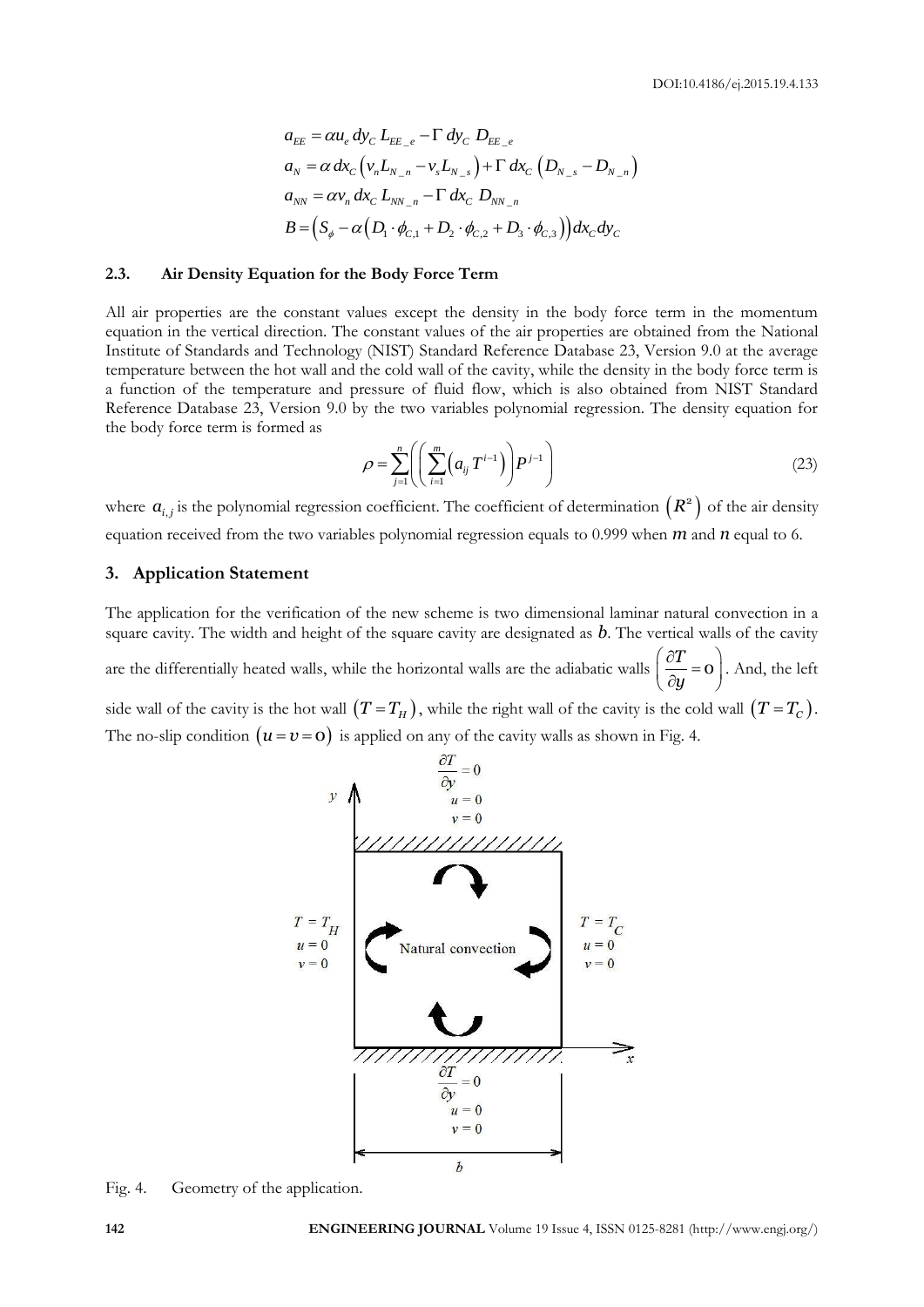$$a_{EE} = \alpha u_e \, dy_C \, L_{EE\_e} - \Gamma \, dy_C \, D_{EE\_e}$$

$$a_N = \alpha \, dx_C \left( v_n L_{N\_n} - v_s L_{N\_s} \right) + \Gamma \, dx_C \left( D_{N\_s} - D_{N\_n} \right)$$

$$a_{NN} = \alpha v_n \, dx_C \, L_{NN\_n} - \Gamma \, dx_C \, D_{NN\_n}$$

$$B = \left( S_\phi - \alpha \left( D_1 \cdot \phi_{C,1} + D_2 \cdot \phi_{C,2} + D_3 \cdot \phi_{C,3} \right) \right) dx_C dy_C$$

### 2.3. Air Density Equation for the Body Force Term

All air properties are the constant values except the density in the body force term in the momentum equation in the vertical direction. The constant values of the air properties are obtained from the National Institute of Standards and Technology (NIST) Standard Reference Database 23, Version 9.0 at the average temperature between the hot wall and the cold wall of the cavity, while the density in the body force term is a function of the temperature and pressure of fluid flow, which is also obtained from NIST Standard Reference Database 23, Version 9.0 by the two variables polynomial regression. The density equation for the body force term is formed as

$$\rho = \sum_{j=1}^{n} \left( \left( \sum_{i=1}^{m} \left( a_{ij} \, T^{i-1} \right) \right) P^{j-1} \right) \tag{23}$$

where $a_{i,j}$ is the polynomial regression coefficient. The coefficient of determination $\left( R^2 \right)$ of the air density equation received from the two variables polynomial regression equals to 0.999 when $m$ and $n$ equal to 6.

## 3. Application Statement

The application for the verification of the new scheme is two dimensional laminar natural convection in a square cavity. The width and height of the square cavity are designated as $b$. The vertical walls of the cavity are the differentially heated walls, while the horizontal walls are the adiabatic walls $\left( \dfrac{\partial T}{\partial y} = 0 \right)$. And, the left side wall of the cavity is the hot wall $\left( T = T_H \right)$, while the right wall of the cavity is the cold wall $\left( T = T_C \right)$. The no-slip condition $\left( u = v = 0 \right)$ is applied on any of the cavity walls as shown in Fig. 4.

Fig. 4. Geometry of the application.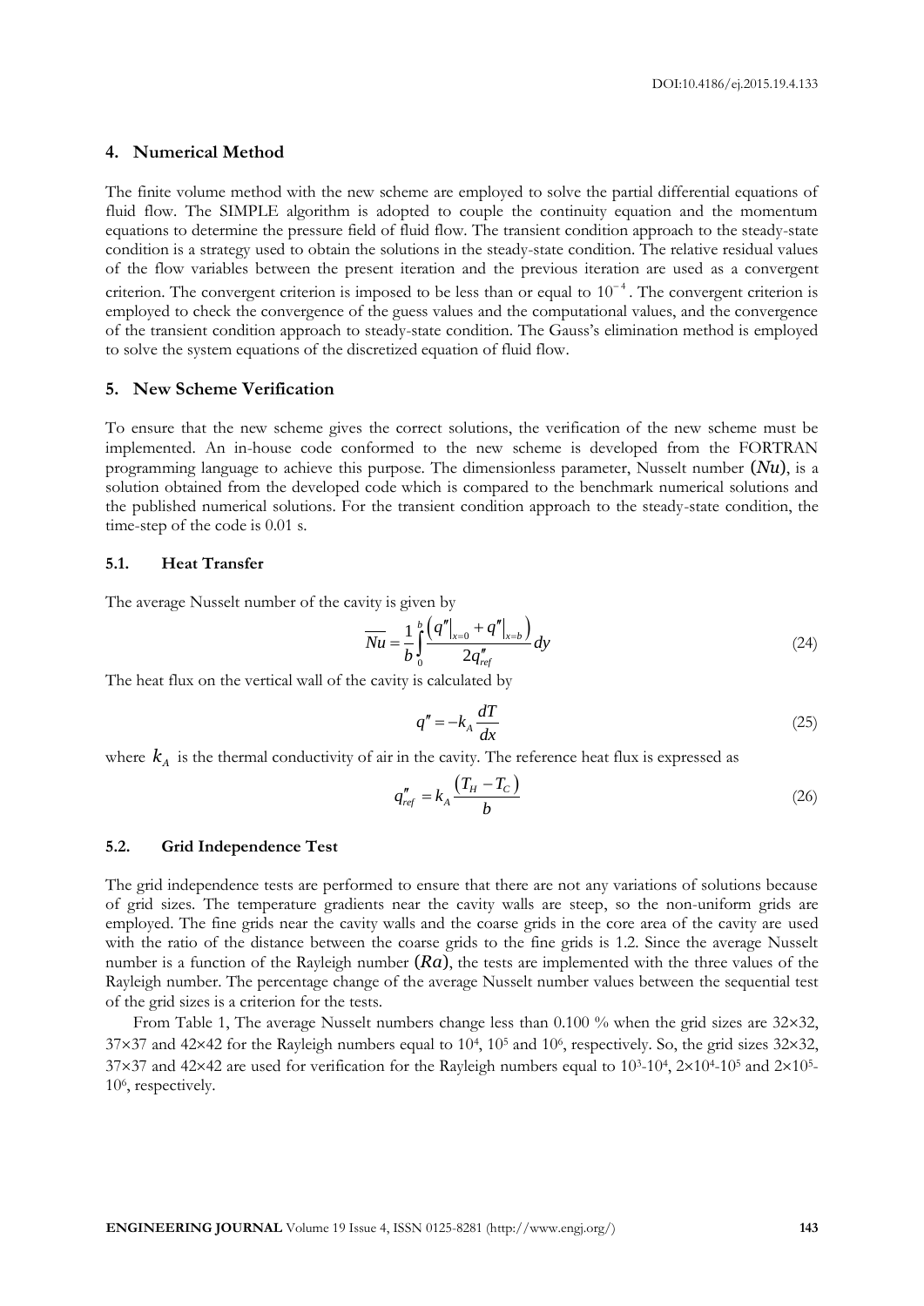## 4. Numerical Method

The finite volume method with the new scheme are employed to solve the partial differential equations of fluid flow. The SIMPLE algorithm is adopted to couple the continuity equation and the momentum equations to determine the pressure field of fluid flow. The transient condition approach to the steady-state condition is a strategy used to obtain the solutions in the steady-state condition. The relative residual values of the flow variables between the present iteration and the previous iteration are used as a convergent criterion. The convergent criterion is imposed to be less than or equal to $10^{-4}$. The convergent criterion is employed to check the convergence of the guess values and the computational values, and the convergence of the transient condition approach to steady-state condition. The Gauss's elimination method is employed to solve the system equations of the discretized equation of fluid flow.

## 5. New Scheme Verification

To ensure that the new scheme gives the correct solutions, the verification of the new scheme must be implemented. An in-house code conformed to the new scheme is developed from the FORTRAN programming language to achieve this purpose. The dimensionless parameter, Nusselt number $(Nu)$, is a solution obtained from the developed code which is compared to the benchmark numerical solutions and the published numerical solutions. For the transient condition approach to the steady-state condition, the time-step of the code is 0.01 s.

### 5.1. Heat Transfer

The average Nusselt number of the cavity is given by

$$\overline{Nu} = \frac{1}{b}\int_0^b \frac{\left(q''\big|_{x=0} + q''\big|_{x=b}\right)}{2q''_{ref}} dy \tag{24}$$

The heat flux on the vertical wall of the cavity is calculated by

$$q'' = -k_A \frac{dT}{dx} \tag{25}$$

where $k_A$ is the thermal conductivity of air in the cavity. The reference heat flux is expressed as

$$q''_{ref} = k_A \frac{\left(T_H - T_C\right)}{b} \tag{26}$$

### 5.2. Grid Independence Test

The grid independence tests are performed to ensure that there are not any variations of solutions because of grid sizes. The temperature gradients near the cavity walls are steep, so the non-uniform grids are employed. The fine grids near the cavity walls and the coarse grids in the core area of the cavity are used with the ratio of the distance between the coarse grids to the fine grids is 1.2. Since the average Nusselt number is a function of the Rayleigh number $(Ra)$, the tests are implemented with the three values of the Rayleigh number. The percentage change of the average Nusselt number values between the sequential test of the grid sizes is a criterion for the tests.

From Table 1, The average Nusselt numbers change less than 0.100 % when the grid sizes are 32×32, 37×37 and 42×42 for the Rayleigh numbers equal to $10^4$, $10^5$ and $10^6$, respectively. So, the grid sizes 32×32, 37×37 and 42×42 are used for verification for the Rayleigh numbers equal to $10^3$-$10^4$, $2\times10^4$-$10^5$ and $2\times10^5$-$10^6$, respectively.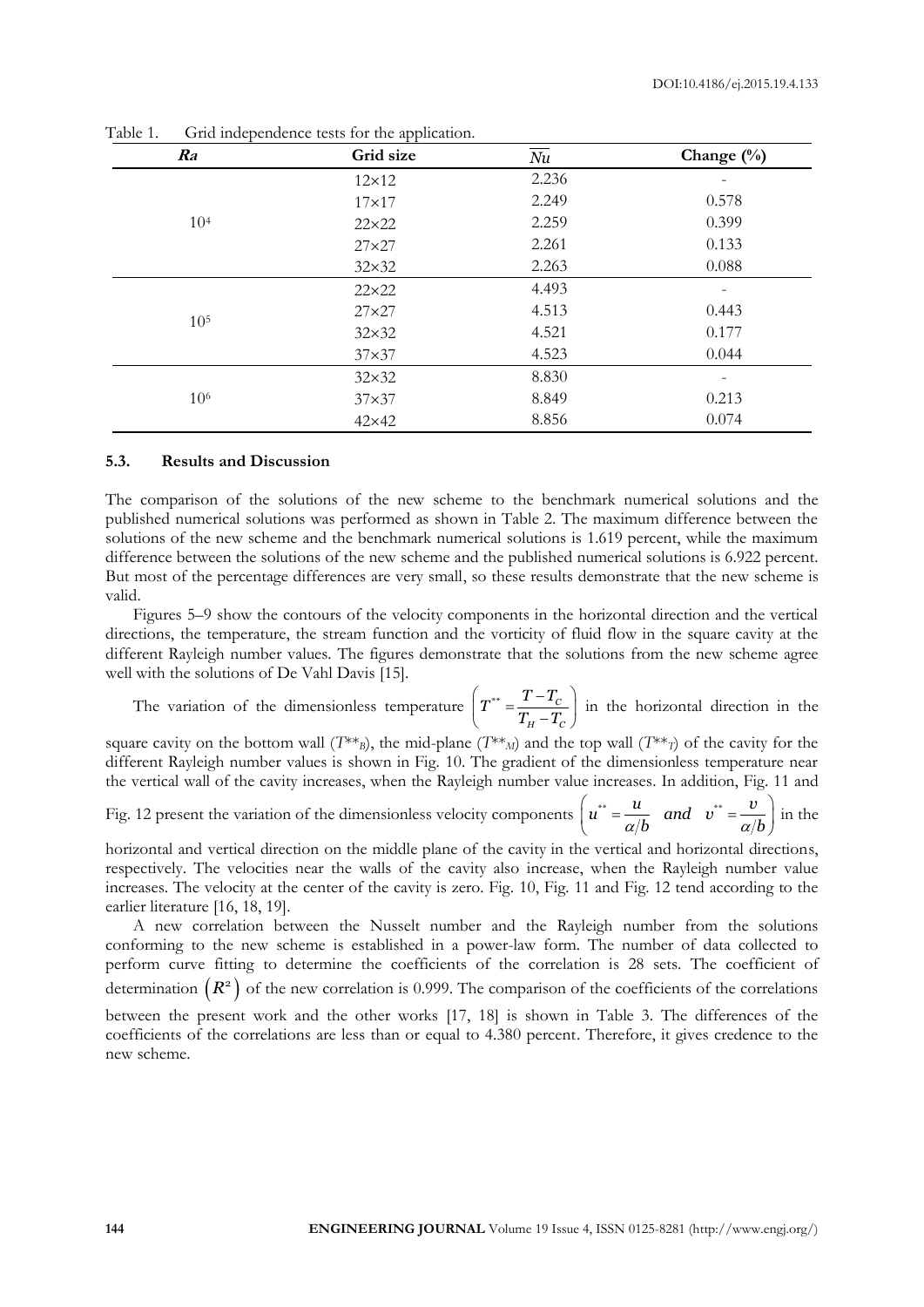Table 1. Grid independence tests for the application.

| $Ra$ | Grid size | $\overline{Nu}$ | Change (%) |
|---|---|---|---|
| $10^4$ | 12×12 | 2.236 | - |
| | 17×17 | 2.249 | 0.578 |
| | 22×22 | 2.259 | 0.399 |
| | 27×27 | 2.261 | 0.133 |
| | 32×32 | 2.263 | 0.088 |
| $10^5$ | 22×22 | 4.493 | - |
| | 27×27 | 4.513 | 0.443 |
| | 32×32 | 4.521 | 0.177 |
| | 37×37 | 4.523 | 0.044 |
| $10^6$ | 32×32 | 8.830 | - |
| | 37×37 | 8.849 | 0.213 |
| | 42×42 | 8.856 | 0.074 |

### 5.3. Results and Discussion

The comparison of the solutions of the new scheme to the benchmark numerical solutions and the published numerical solutions was performed as shown in Table 2. The maximum difference between the solutions of the new scheme and the benchmark numerical solutions is 1.619 percent, while the maximum difference between the solutions of the new scheme and the published numerical solutions is 6.922 percent. But most of the percentage differences are very small, so these results demonstrate that the new scheme is valid.

Figures 5–9 show the contours of the velocity components in the horizontal direction and the vertical directions, the temperature, the stream function and the vorticity of fluid flow in the square cavity at the different Rayleigh number values. The figures demonstrate that the solutions from the new scheme agree well with the solutions of De Vahl Davis [15].

The variation of the dimensionless temperature $\left(T^{**} = \dfrac{T - T_C}{T_H - T_C}\right)$ in the horizontal direction in the square cavity on the bottom wall ($T^{**}_B$), the mid-plane ($T^{**}_M$) and the top wall ($T^{**}_T$) of the cavity for the different Rayleigh number values is shown in Fig. 10. The gradient of the dimensionless temperature near the vertical wall of the cavity increases, when the Rayleigh number value increases. In addition, Fig. 11 and Fig. 12 present the variation of the dimensionless velocity components $\left(u^{**} = \dfrac{u}{\alpha/b} \quad and \quad v^{**} = \dfrac{v}{\alpha/b}\right)$ in the horizontal and vertical direction on the middle plane of the cavity in the vertical and horizontal directions, respectively. The velocities near the walls of the cavity also increase, when the Rayleigh number value increases. The velocity at the center of the cavity is zero. Fig. 10, Fig. 11 and Fig. 12 tend according to the earlier literature [16, 18, 19].

A new correlation between the Nusselt number and the Rayleigh number from the solutions conforming to the new scheme is established in a power-law form. The number of data collected to perform curve fitting to determine the coefficients of the correlation is 28 sets. The coefficient of determination $\left(R^2\right)$ of the new correlation is 0.999. The comparison of the coefficients of the correlations between the present work and the other works [17, 18] is shown in Table 3. The differences of the coefficients of the correlations are less than or equal to 4.380 percent. Therefore, it gives credence to the new scheme.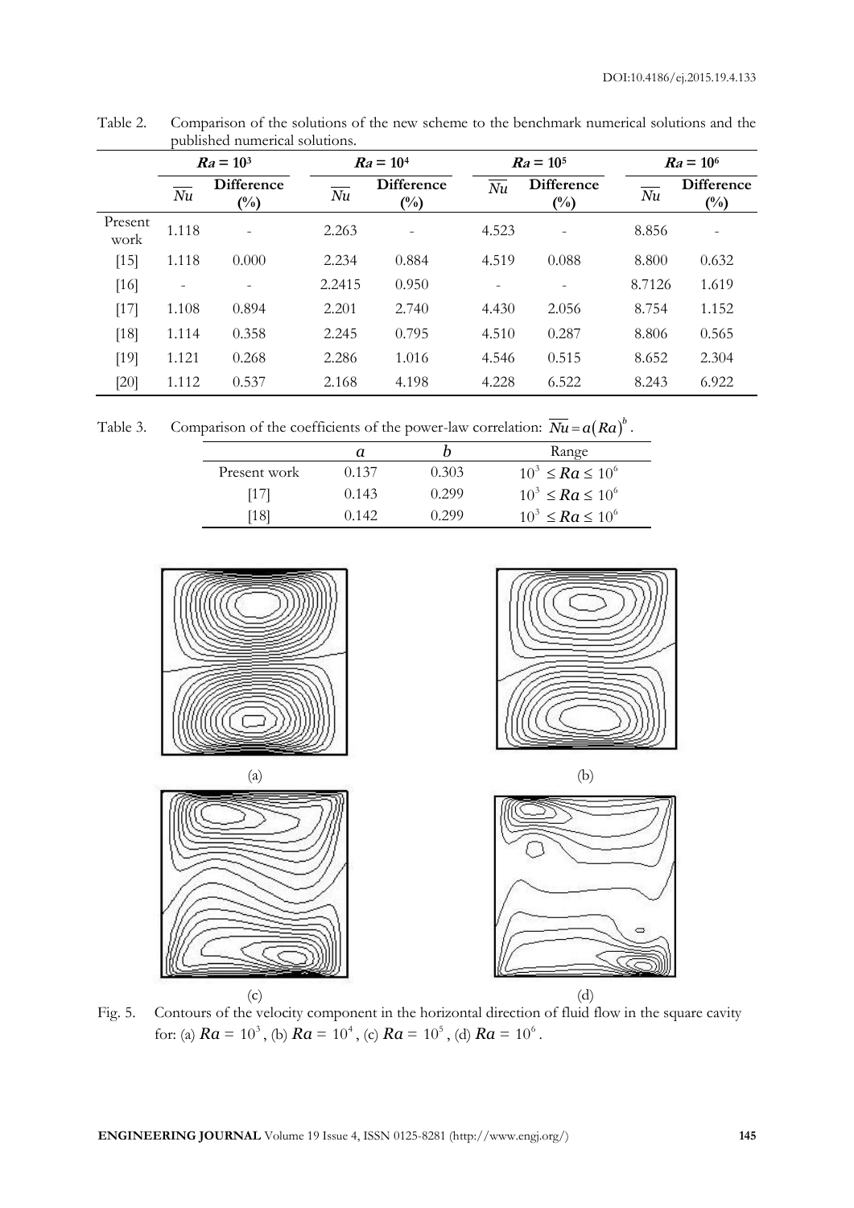Table 2. Comparison of the solutions of the new scheme to the benchmark numerical solutions and the published numerical solutions.

| | $Ra = 10^3$ | | $Ra = 10^4$ | | $Ra = 10^5$ | | $Ra = 10^6$ | |
|---|---|---|---|---|---|---|---|---|
| | $\overline{Nu}$ | Difference (%) | $\overline{Nu}$ | Difference (%) | $\overline{Nu}$ | Difference (%) | $\overline{Nu}$ | Difference (%) |
| Present work | 1.118 | - | 2.263 | - | 4.523 | - | 8.856 | - |
| [15] | 1.118 | 0.000 | 2.234 | 0.884 | 4.519 | 0.088 | 8.800 | 0.632 |
| [16] | - | - | 2.2415 | 0.950 | - | - | 8.7126 | 1.619 |
| [17] | 1.108 | 0.894 | 2.201 | 2.740 | 4.430 | 2.056 | 8.754 | 1.152 |
| [18] | 1.114 | 0.358 | 2.245 | 0.795 | 4.510 | 0.287 | 8.806 | 0.565 |
| [19] | 1.121 | 0.268 | 2.286 | 1.016 | 4.546 | 0.515 | 8.652 | 2.304 |
| [20] | 1.112 | 0.537 | 2.168 | 4.198 | 4.228 | 6.522 | 8.243 | 6.922 |

Table 3. Comparison of the coefficients of the power-law correlation: $\overline{Nu} = a(Ra)^b$.

| | $a$ | $b$ | Range |
|---|---|---|---|
| Present work | 0.137 | 0.303 | $10^3 \le Ra \le 10^6$ |
| [17] | 0.143 | 0.299 | $10^3 \le Ra \le 10^6$ |
| [18] | 0.142 | 0.299 | $10^3 \le Ra \le 10^6$ |

(a) (b)

(c) (d)

Fig. 5. Contours of the velocity component in the horizontal direction of fluid flow in the square cavity for: (a) $Ra = 10^3$, (b) $Ra = 10^4$, (c) $Ra = 10^5$, (d) $Ra = 10^6$.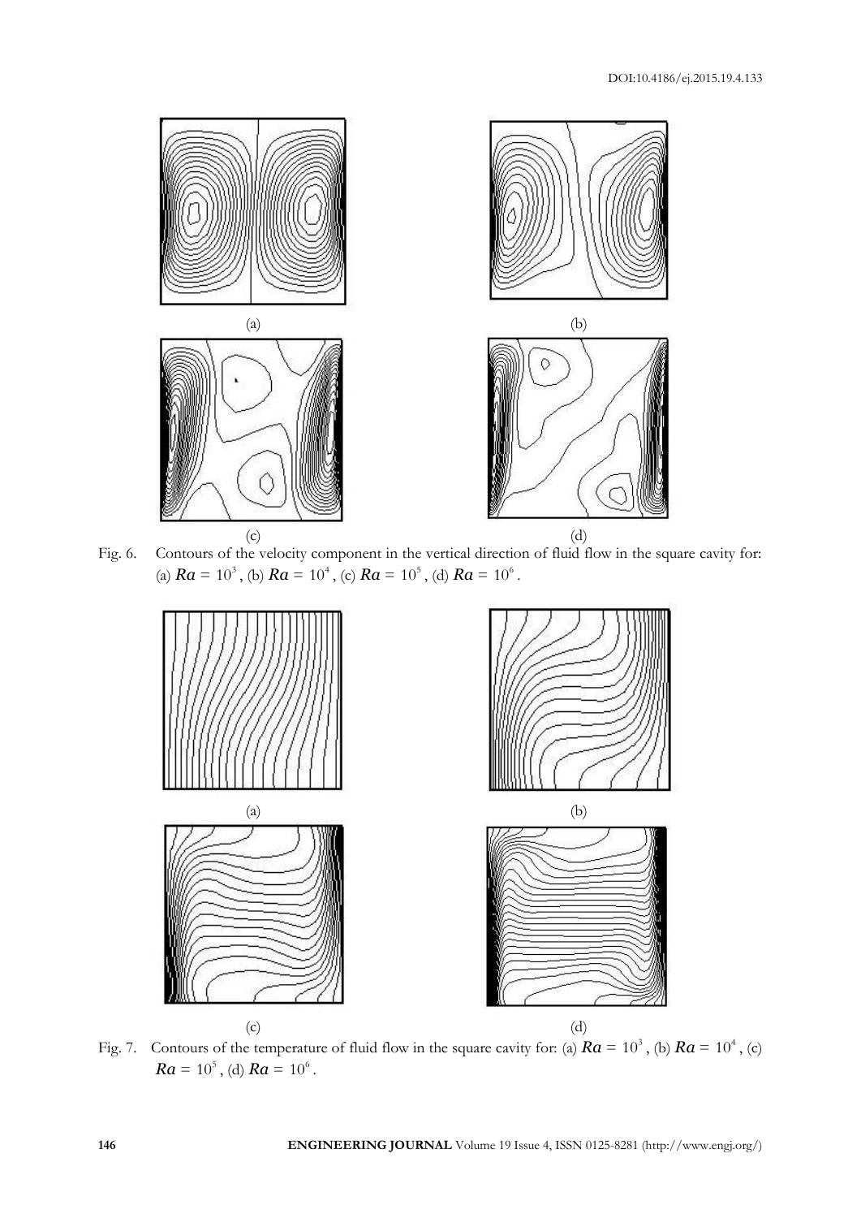(a)

(b)

(c)

(d)

Fig. 6. Contours of the velocity component in the vertical direction of fluid flow in the square cavity for: (a) $Ra = 10^3$, (b) $Ra = 10^4$, (c) $Ra = 10^5$, (d) $Ra = 10^6$.

(a)

(b)

(c)

(d)

Fig. 7. Contours of the temperature of fluid flow in the square cavity for: (a) $Ra = 10^3$, (b) $Ra = 10^4$, (c) $Ra = 10^5$, (d) $Ra = 10^6$.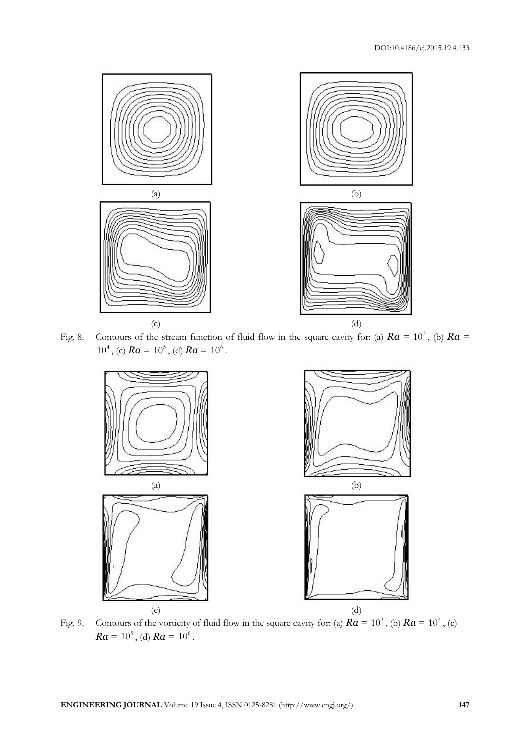(a)

(b)

(c)

(d)

Fig. 8. Contours of the stream function of fluid flow in the square cavity for: (a) $Ra = 10^3$, (b) $Ra = 10^4$, (c) $Ra = 10^5$, (d) $Ra = 10^6$.

(a)

(b)

(c)

(d)

Fig. 9. Contours of the vorticity of fluid flow in the square cavity for: (a) $Ra = 10^3$, (b) $Ra = 10^4$, (c) $Ra = 10^5$, (d) $Ra = 10^6$.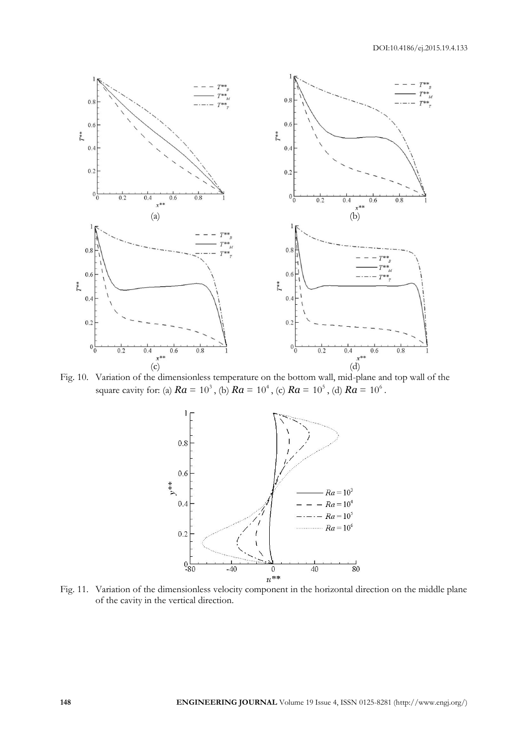Fig. 10. Variation of the dimensionless temperature on the bottom wall, mid-plane and top wall of the square cavity for: (a) $Ra = 10^3$, (b) $Ra = 10^4$, (c) $Ra = 10^5$, (d) $Ra = 10^6$.

Fig. 11. Variation of the dimensionless velocity component in the horizontal direction on the middle plane of the cavity in the vertical direction.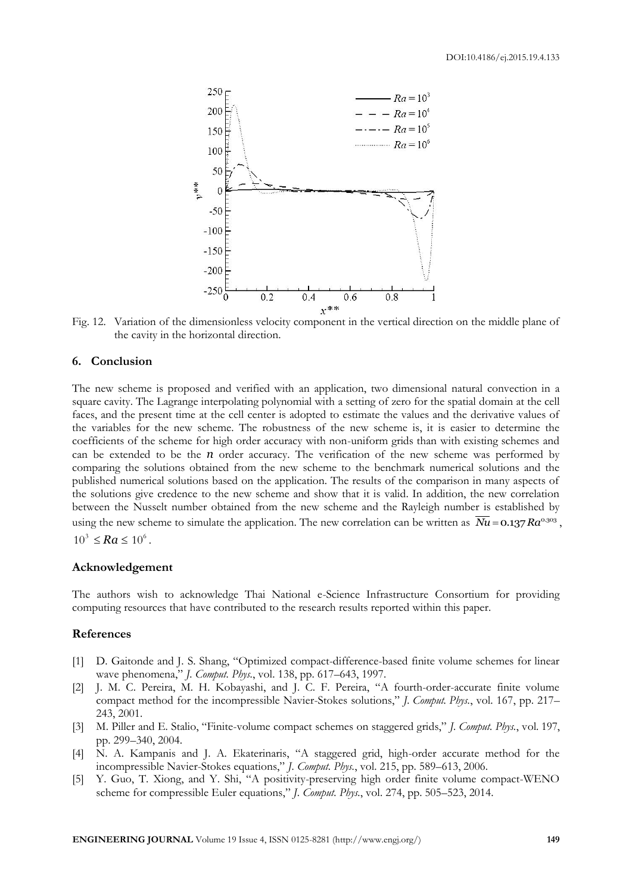Fig. 12. Variation of the dimensionless velocity component in the vertical direction on the middle plane of the cavity in the horizontal direction.

## 6. Conclusion

The new scheme is proposed and verified with an application, two dimensional natural convection in a square cavity. The Lagrange interpolating polynomial with a setting of zero for the spatial domain at the cell faces, and the present time at the cell center is adopted to estimate the values and the derivative values of the variables for the new scheme. The robustness of the new scheme is, it is easier to determine the coefficients of the scheme for high order accuracy with non-uniform grids than with existing schemes and can be extended to be the $n$ order accuracy. The verification of the new scheme was performed by comparing the solutions obtained from the new scheme to the benchmark numerical solutions and the published numerical solutions based on the application. The results of the comparison in many aspects of the solutions give credence to the new scheme and show that it is valid. In addition, the new correlation between the Nusselt number obtained from the new scheme and the Rayleigh number is established by using the new scheme to simulate the application. The new correlation can be written as $\overline{Nu} = 0.137\,Ra^{0.303}$, $10^3 \leq Ra \leq 10^6$.

## Acknowledgement

The authors wish to acknowledge Thai National e-Science Infrastructure Consortium for providing computing resources that have contributed to the research results reported within this paper.

## References

[1] D. Gaitonde and J. S. Shang, "Optimized compact-difference-based finite volume schemes for linear wave phenomena," *J. Comput. Phys.*, vol. 138, pp. 617–643, 1997.

[2] J. M. C. Pereira, M. H. Kobayashi, and J. C. F. Pereira, "A fourth-order-accurate finite volume compact method for the incompressible Navier-Stokes solutions," *J. Comput. Phys.*, vol. 167, pp. 217–243, 2001.

[3] M. Piller and E. Stalio, "Finite-volume compact schemes on staggered grids," *J. Comput. Phys.*, vol. 197, pp. 299–340, 2004.

[4] N. A. Kampanis and J. A. Ekaterinaris, "A staggered grid, high-order accurate method for the incompressible Navier-Stokes equations," *J. Comput. Phys.*, vol. 215, pp. 589–613, 2006.

[5] Y. Guo, T. Xiong, and Y. Shi, "A positivity-preserving high order finite volume compact-WENO scheme for compressible Euler equations," *J. Comput. Phys.*, vol. 274, pp. 505–523, 2014.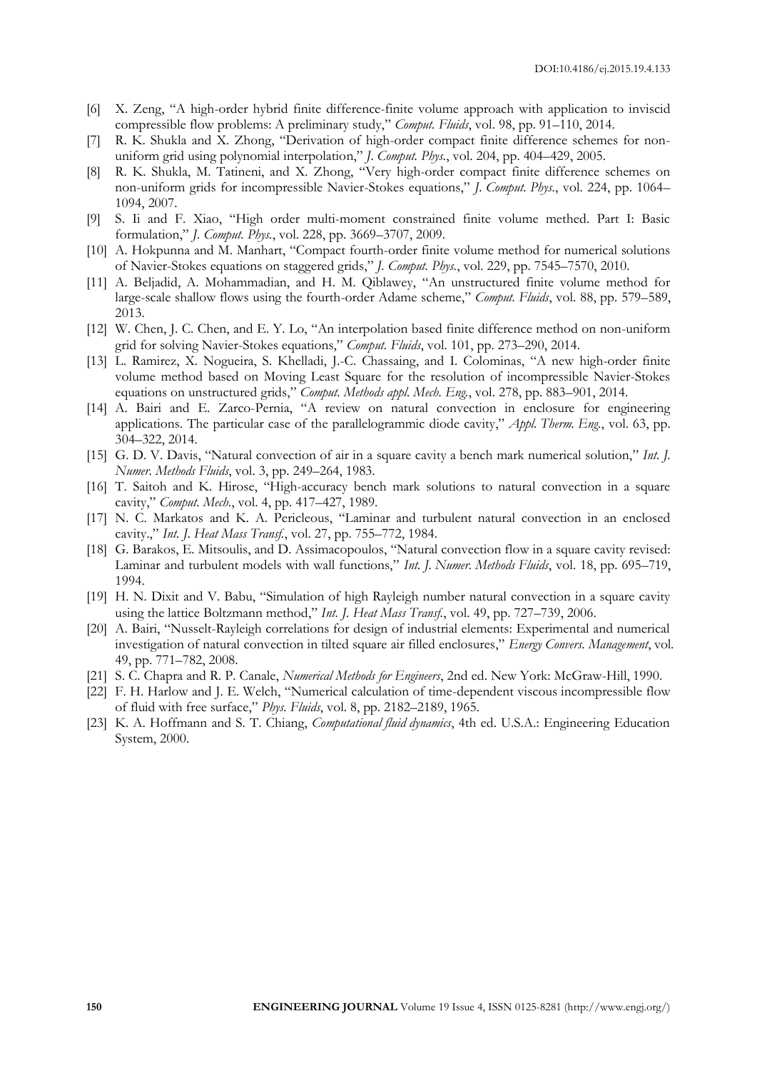[6] X. Zeng, "A high-order hybrid finite difference-finite volume approach with application to inviscid compressible flow problems: A preliminary study," *Comput. Fluids*, vol. 98, pp. 91–110, 2014.

[7] R. K. Shukla and X. Zhong, "Derivation of high-order compact finite difference schemes for non-uniform grid using polynomial interpolation," *J. Comput. Phys.*, vol. 204, pp. 404–429, 2005.

[8] R. K. Shukla, M. Tatineni, and X. Zhong, "Very high-order compact finite difference schemes on non-uniform grids for incompressible Navier-Stokes equations," *J. Comput. Phys.*, vol. 224, pp. 1064–1094, 2007.

[9] S. Ii and F. Xiao, "High order multi-moment constrained finite volume methed. Part I: Basic formulation," *J. Comput. Phys.*, vol. 228, pp. 3669–3707, 2009.

[10] A. Hokpunna and M. Manhart, "Compact fourth-order finite volume method for numerical solutions of Navier-Stokes equations on staggered grids," *J. Comput. Phys.*, vol. 229, pp. 7545–7570, 2010.

[11] A. Beljadid, A. Mohammadian, and H. M. Qiblawey, "An unstructured finite volume method for large-scale shallow flows using the fourth-order Adame scheme," *Comput. Fluids*, vol. 88, pp. 579–589, 2013.

[12] W. Chen, J. C. Chen, and E. Y. Lo, "An interpolation based finite difference method on non-uniform grid for solving Navier-Stokes equations," *Comput. Fluids*, vol. 101, pp. 273–290, 2014.

[13] L. Ramirez, X. Nogueira, S. Khelladi, J.-C. Chassaing, and I. Colominas, "A new high-order finite volume method based on Moving Least Square for the resolution of incompressible Navier-Stokes equations on unstructured grids," *Comput. Methods appl. Mech. Eng.*, vol. 278, pp. 883–901, 2014.

[14] A. Bairi and E. Zarco-Pernia, "A review on natural convection in enclosure for engineering applications. The particular case of the parallelogrammic diode cavity," *Appl. Therm. Eng.*, vol. 63, pp. 304–322, 2014.

[15] G. D. V. Davis, "Natural convection of air in a square cavity a bench mark numerical solution," *Int. J. Numer. Methods Fluids*, vol. 3, pp. 249–264, 1983.

[16] T. Saitoh and K. Hirose, "High-accuracy bench mark solutions to natural convection in a square cavity," *Comput. Mech.*, vol. 4, pp. 417–427, 1989.

[17] N. C. Markatos and K. A. Pericleous, "Laminar and turbulent natural convection in an enclosed cavity.," *Int. J. Heat Mass Transf.*, vol. 27, pp. 755–772, 1984.

[18] G. Barakos, E. Mitsoulis, and D. Assimacopoulos, "Natural convection flow in a square cavity revised: Laminar and turbulent models with wall functions," *Int. J. Numer. Methods Fluids*, vol. 18, pp. 695–719, 1994.

[19] H. N. Dixit and V. Babu, "Simulation of high Rayleigh number natural convection in a square cavity using the lattice Boltzmann method," *Int. J. Heat Mass Transf.*, vol. 49, pp. 727–739, 2006.

[20] A. Bairi, "Nusselt-Rayleigh correlations for design of industrial elements: Experimental and numerical investigation of natural convection in tilted square air filled enclosures," *Energy Convers. Management*, vol. 49, pp. 771–782, 2008.

[21] S. C. Chapra and R. P. Canale, *Numerical Methods for Engineers*, 2nd ed. New York: McGraw-Hill, 1990.

[22] F. H. Harlow and J. E. Welch, "Numerical calculation of time-dependent viscous incompressible flow of fluid with free surface," *Phys. Fluids*, vol. 8, pp. 2182–2189, 1965.

[23] K. A. Hoffmann and S. T. Chiang, *Computational fluid dynamics*, 4th ed. U.S.A.: Engineering Education System, 2000.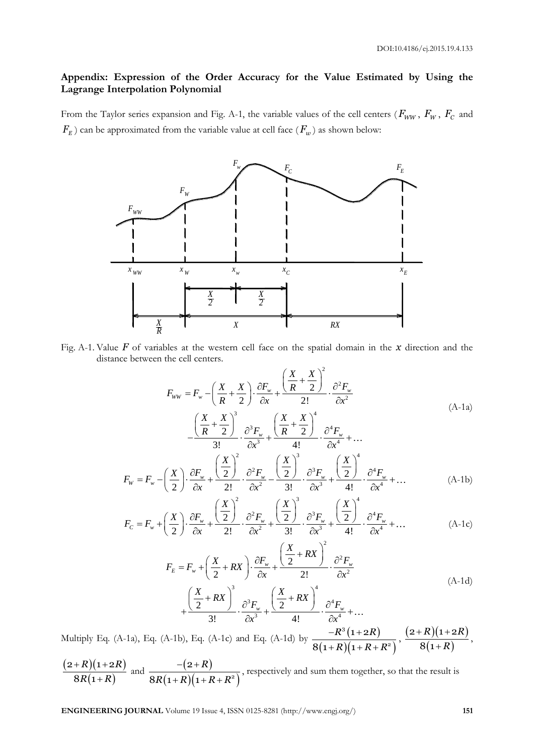## Appendix: Expression of the Order Accuracy for the Value Estimated by Using the Lagrange Interpolation Polynomial

From the Taylor series expansion and Fig. A-1, the variable values of the cell centers ($F_{WW}$, $F_W$, $F_C$ and $F_E$) can be approximated from the variable value at cell face ($F_w$) as shown below:

Fig. A-1. Value $F$ of variables at the western cell face on the spatial domain in the $x$ direction and the distance between the cell centers.

$$F_{WW} = F_w - \left(\frac{X}{R} + \frac{X}{2}\right) \cdot \frac{\partial F_w}{\partial x} + \frac{\left(\frac{X}{R} + \frac{X}{2}\right)^2}{2!} \cdot \frac{\partial^2 F_w}{\partial x^2} - \frac{\left(\frac{X}{R} + \frac{X}{2}\right)^3}{3!} \cdot \frac{\partial^3 F_w}{\partial x^3} + \frac{\left(\frac{X}{R} + \frac{X}{2}\right)^4}{4!} \cdot \frac{\partial^4 F_w}{\partial x^4} + \dots \tag{A-1a}$$

$$F_W = F_w - \left(\frac{X}{2}\right) \cdot \frac{\partial F_w}{\partial x} + \frac{\left(\frac{X}{2}\right)^2}{2!} \cdot \frac{\partial^2 F_w}{\partial x^2} - \frac{\left(\frac{X}{2}\right)^3}{3!} \cdot \frac{\partial^3 F_w}{\partial x^3} + \frac{\left(\frac{X}{2}\right)^4}{4!} \cdot \frac{\partial^4 F_w}{\partial x^4} + \dots \tag{A-1b}$$

$$F_C = F_w + \left(\frac{X}{2}\right) \cdot \frac{\partial F_w}{\partial x} + \frac{\left(\frac{X}{2}\right)^2}{2!} \cdot \frac{\partial^2 F_w}{\partial x^2} + \frac{\left(\frac{X}{2}\right)^3}{3!} \cdot \frac{\partial^3 F_w}{\partial x^3} + \frac{\left(\frac{X}{2}\right)^4}{4!} \cdot \frac{\partial^4 F_w}{\partial x^4} + \dots \tag{A-1c}$$

$$F_E = F_w + \left(\frac{X}{2} + RX\right) \cdot \frac{\partial F_w}{\partial x} + \frac{\left(\frac{X}{2} + RX\right)^2}{2!} \cdot \frac{\partial^2 F_w}{\partial x^2} + \frac{\left(\frac{X}{2} + RX\right)^3}{3!} \cdot \frac{\partial^3 F_w}{\partial x^3} + \frac{\left(\frac{X}{2} + RX\right)^4}{4!} \cdot \frac{\partial^4 F_w}{\partial x^4} + \dots \tag{A-1d}$$

Multiply Eq. (A-1a), Eq. (A-1b), Eq. (A-1c) and Eq. (A-1d) by $\frac{-R^3(1+2R)}{8(1+R)(1+R+R^2)}$, $\frac{(2+R)(1+2R)}{8(1+R)}$, $\frac{(2+R)(1+2R)}{8R(1+R)}$ and $\frac{-(2+R)}{8R(1+R)(1+R+R^2)}$, respectively and sum them together, so that the result is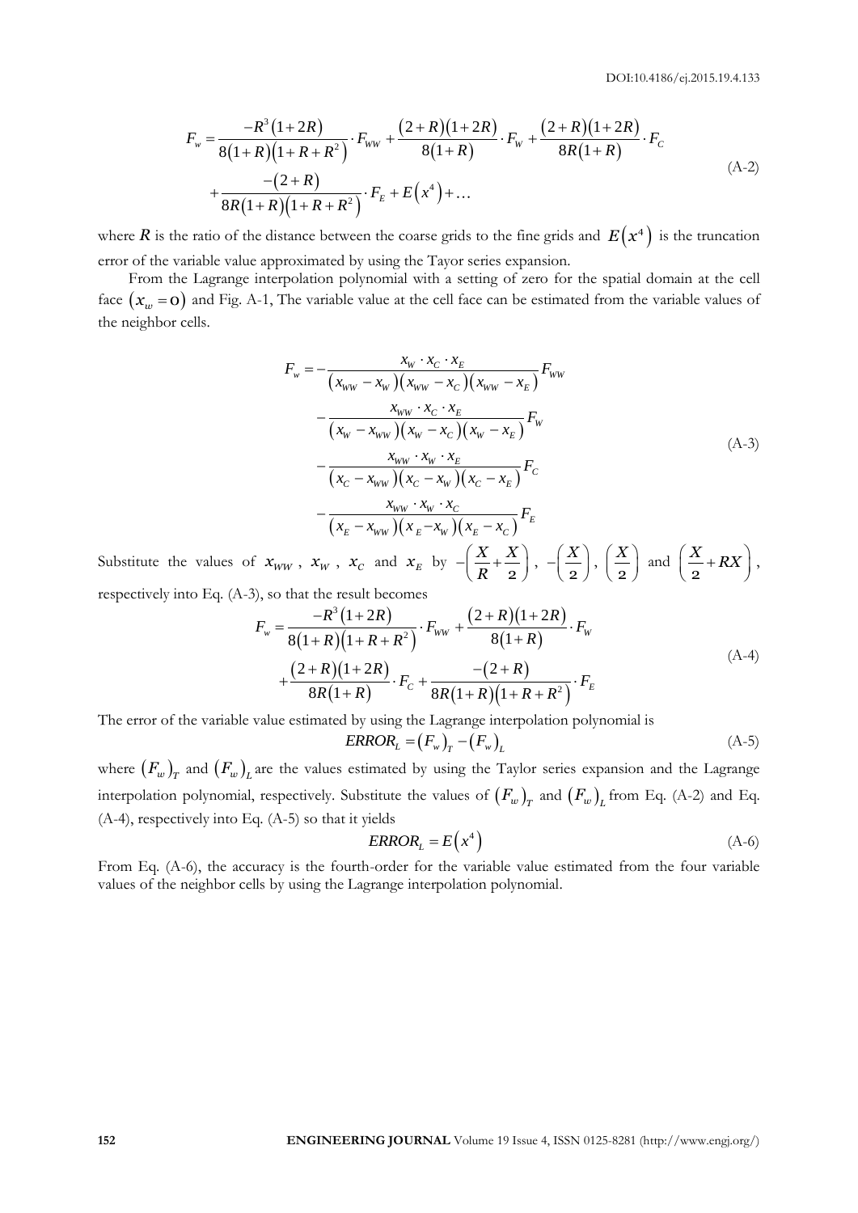$$F_w = \frac{-R^3(1+2R)}{8(1+R)(1+R+R^2)} \cdot F_{WW} + \frac{(2+R)(1+2R)}{8(1+R)} \cdot F_W + \frac{(2+R)(1+2R)}{8R(1+R)} \cdot F_C + \frac{-(2+R)}{8R(1+R)(1+R+R^2)} \cdot F_E + E\left(x^4\right) + \ldots \tag{A-2}$$

where $R$ is the ratio of the distance between the coarse grids to the fine grids and $E\left(x^4\right)$ is the truncation error of the variable value approximated by using the Tayor series expansion.

From the Lagrange interpolation polynomial with a setting of zero for the spatial domain at the cell face $(x_w = 0)$ and Fig. A-1, The variable value at the cell face can be estimated from the variable values of the neighbor cells.

$$\begin{aligned} F_w = &-\frac{x_W \cdot x_C \cdot x_E}{(x_{WW} - x_W)(x_{WW} - x_C)(x_{WW} - x_E)} F_{WW} \\ &-\frac{x_{WW} \cdot x_C \cdot x_E}{(x_W - x_{WW})(x_W - x_C)(x_W - x_E)} F_W \\ &-\frac{x_{WW} \cdot x_W \cdot x_E}{(x_C - x_{WW})(x_C - x_W)(x_C - x_E)} F_C \\ &-\frac{x_{WW} \cdot x_W \cdot x_C}{(x_E - x_{WW})(x_E - x_W)(x_E - x_C)} F_E \end{aligned} \tag{A-3}$$

Substitute the values of $x_{WW}$, $x_W$, $x_C$ and $x_E$ by $-\left(\frac{X}{R} + \frac{X}{2}\right)$, $-\left(\frac{X}{2}\right)$, $\left(\frac{X}{2}\right)$ and $\left(\frac{X}{2} + RX\right)$, respectively into Eq. (A-3), so that the result becomes

$$F_w = \frac{-R^3(1+2R)}{8(1+R)(1+R+R^2)} \cdot F_{WW} + \frac{(2+R)(1+2R)}{8(1+R)} \cdot F_W + \frac{(2+R)(1+2R)}{8R(1+R)} \cdot F_C + \frac{-(2+R)}{8R(1+R)(1+R+R^2)} \cdot F_E \tag{A-4}$$

The error of the variable value estimated by using the Lagrange interpolation polynomial is

$$ERROR_L = (F_w)_T - (F_w)_L \tag{A-5}$$

where $(F_w)_T$ and $(F_w)_L$ are the values estimated by using the Taylor series expansion and the Lagrange interpolation polynomial, respectively. Substitute the values of $(F_w)_T$ and $(F_w)_L$ from Eq. (A-2) and Eq. (A-4), respectively into Eq. (A-5) so that it yields

$$ERROR_L = E\left(x^4\right) \tag{A-6}$$

From Eq. (A-6), the accuracy is the fourth-order for the variable value estimated from the four variable values of the neighbor cells by using the Lagrange interpolation polynomial.